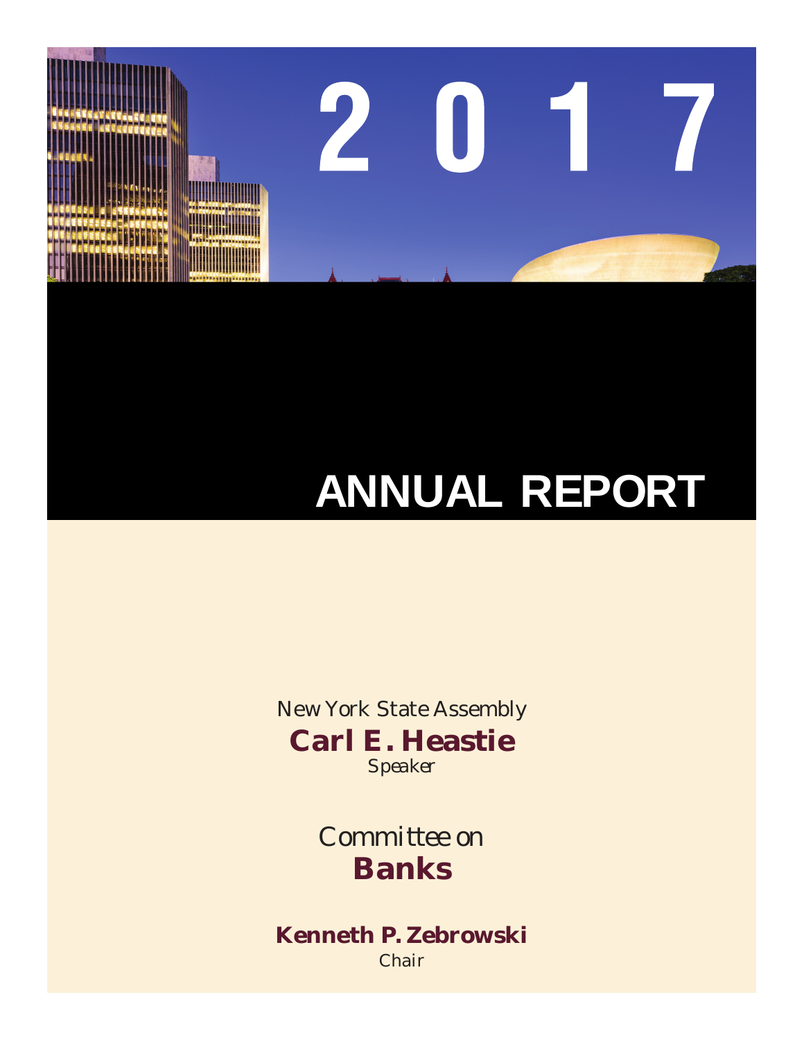# 2017

# ANNUAL REPORT

New York State Assembly

**Carl E. Heastie**

*Speaker*

Committee on

**Banks**

**Kenneth P. Zebrowski**

Chair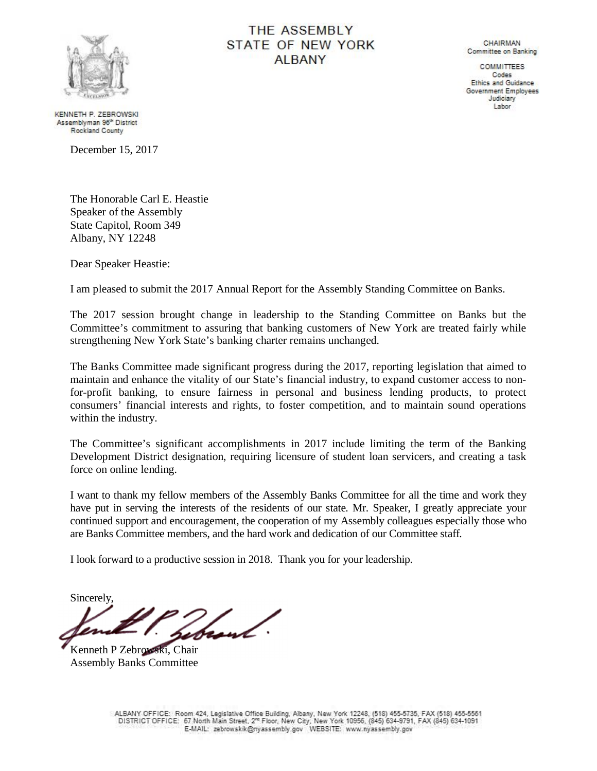# THE ASSEMBLY
# STATE OF NEW YORK
# ALBANY

KENNETH P. ZEBROWSKI
Assemblyman 96th District
Rockland County

CHAIRMAN
Committee on Banking

COMMITTEES
Codes
Ethics and Guidance
Government Employees
Judiciary
Labor

December 15, 2017

The Honorable Carl E. Heastie
Speaker of the Assembly
State Capitol, Room 349
Albany, NY 12248

Dear Speaker Heastie:

I am pleased to submit the 2017 Annual Report for the Assembly Standing Committee on Banks.

The 2017 session brought change in leadership to the Standing Committee on Banks but the Committee's commitment to assuring that banking customers of New York are treated fairly while strengthening New York State's banking charter remains unchanged.

The Banks Committee made significant progress during the 2017, reporting legislation that aimed to maintain and enhance the vitality of our State's financial industry, to expand customer access to non-for-profit banking, to ensure fairness in personal and business lending products, to protect consumers' financial interests and rights, to foster competition, and to maintain sound operations within the industry.

The Committee's significant accomplishments in 2017 include limiting the term of the Banking Development District designation, requiring licensure of student loan servicers, and creating a task force on online lending.

I want to thank my fellow members of the Assembly Banks Committee for all the time and work they have put in serving the interests of the residents of our state. Mr. Speaker, I greatly appreciate your continued support and encouragement, the cooperation of my Assembly colleagues especially those who are Banks Committee members, and the hard work and dedication of our Committee staff.

I look forward to a productive session in 2018. Thank you for your leadership.

Sincerely,

Kenneth P Zebrowski, Chair
Assembly Banks Committee

ALBANY OFFICE: Room 424, Legislative Office Building, Albany, New York 12248, (518) 455-5735, FAX (518) 455-5561
DISTRICT OFFICE: 67 North Main Street, 2nd Floor, New City, New York 10956, (845) 634-9791, FAX (845) 634-1091
E-MAIL: zebrowskik@nyassembly.gov WEBSITE: www.nyassembly.gov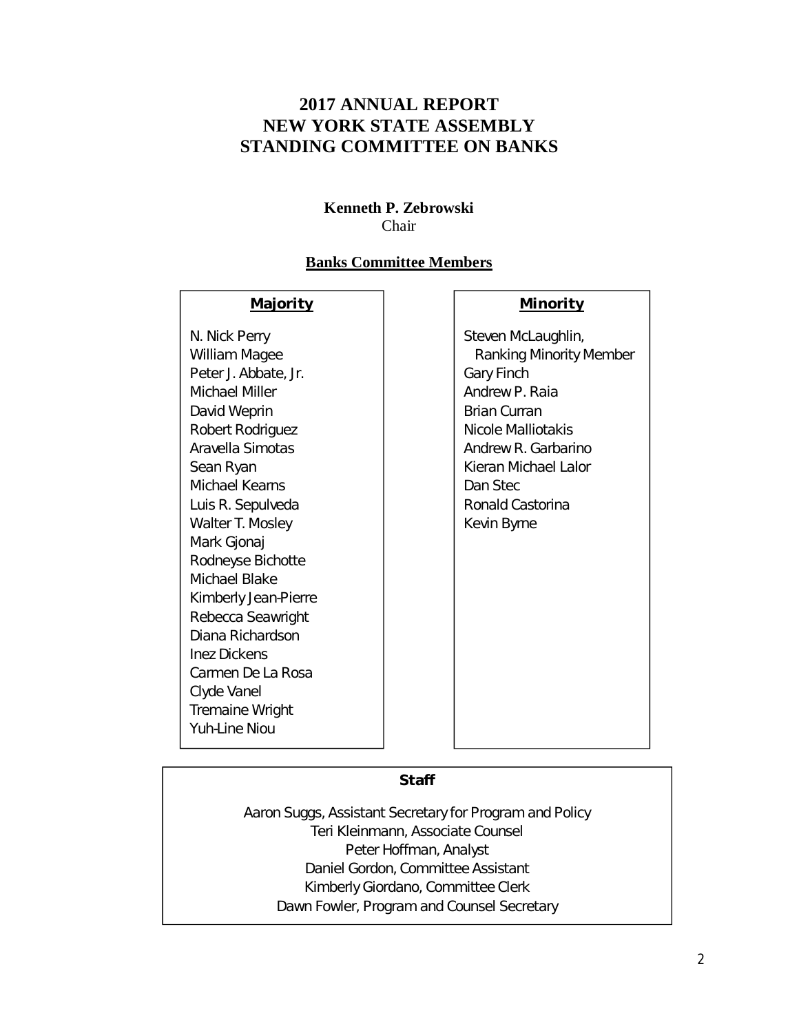# 2017 ANNUAL REPORT
# NEW YORK STATE ASSEMBLY
# STANDING COMMITTEE ON BANKS

**Kenneth P. Zebrowski**
Chair

## Banks Committee Members

### Majority

N. Nick Perry
William Magee
Peter J. Abbate, Jr.
Michael Miller
David Weprin
Robert Rodriguez
Aravella Simotas
Sean Ryan
Michael Kearns
Luis R. Sepulveda
Walter T. Mosley
Mark Gjonaj
Rodneyse Bichotte
Michael Blake
Kimberly Jean-Pierre
Rebecca Seawright
Diana Richardson
Inez Dickens
Carmen De La Rosa
Clyde Vanel
Tremaine Wright
Yuh-Line Niou

### Minority

Steven McLaughlin,
Ranking Minority Member
Gary Finch
Andrew P. Raia
Brian Curran
Nicole Malliotakis
Andrew R. Garbarino
Kieran Michael Lalor
Dan Stec
Ronald Castorina
Kevin Byrne

### Staff

Aaron Suggs, Assistant Secretary for Program and Policy
Teri Kleinmann, Associate Counsel
Peter Hoffman, Analyst
Daniel Gordon, Committee Assistant
Kimberly Giordano, Committee Clerk
Dawn Fowler, Program and Counsel Secretary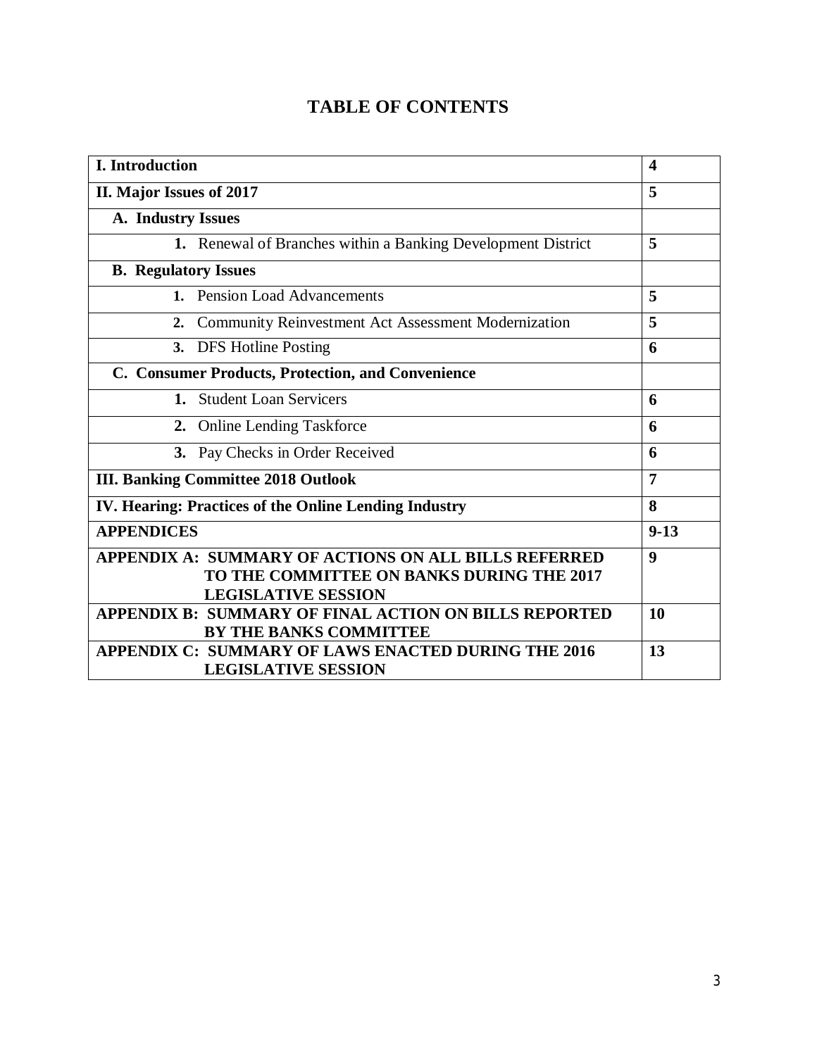# TABLE OF CONTENTS

| | |
|---|---|
| **I. Introduction** | **4** |
| **II. Major Issues of 2017** | **5** |
| **A. Industry Issues** | |
| **1.** Renewal of Branches within a Banking Development District | **5** |
| **B. Regulatory Issues** | |
| **1.** Pension Load Advancements | **5** |
| **2.** Community Reinvestment Act Assessment Modernization | **5** |
| **3.** DFS Hotline Posting | **6** |
| **C. Consumer Products, Protection, and Convenience** | |
| **1.** Student Loan Servicers | **6** |
| **2.** Online Lending Taskforce | **6** |
| **3.** Pay Checks in Order Received | **6** |
| **III. Banking Committee 2018 Outlook** | **7** |
| **IV. Hearing: Practices of the Online Lending Industry** | **8** |
| **APPENDICES** | **9-13** |
| **APPENDIX A: SUMMARY OF ACTIONS ON ALL BILLS REFERRED TO THE COMMITTEE ON BANKS DURING THE 2017 LEGISLATIVE SESSION** | **9** |
| **APPENDIX B: SUMMARY OF FINAL ACTION ON BILLS REPORTED BY THE BANKS COMMITTEE** | **10** |
| **APPENDIX C: SUMMARY OF LAWS ENACTED DURING THE 2016 LEGISLATIVE SESSION** | **13** |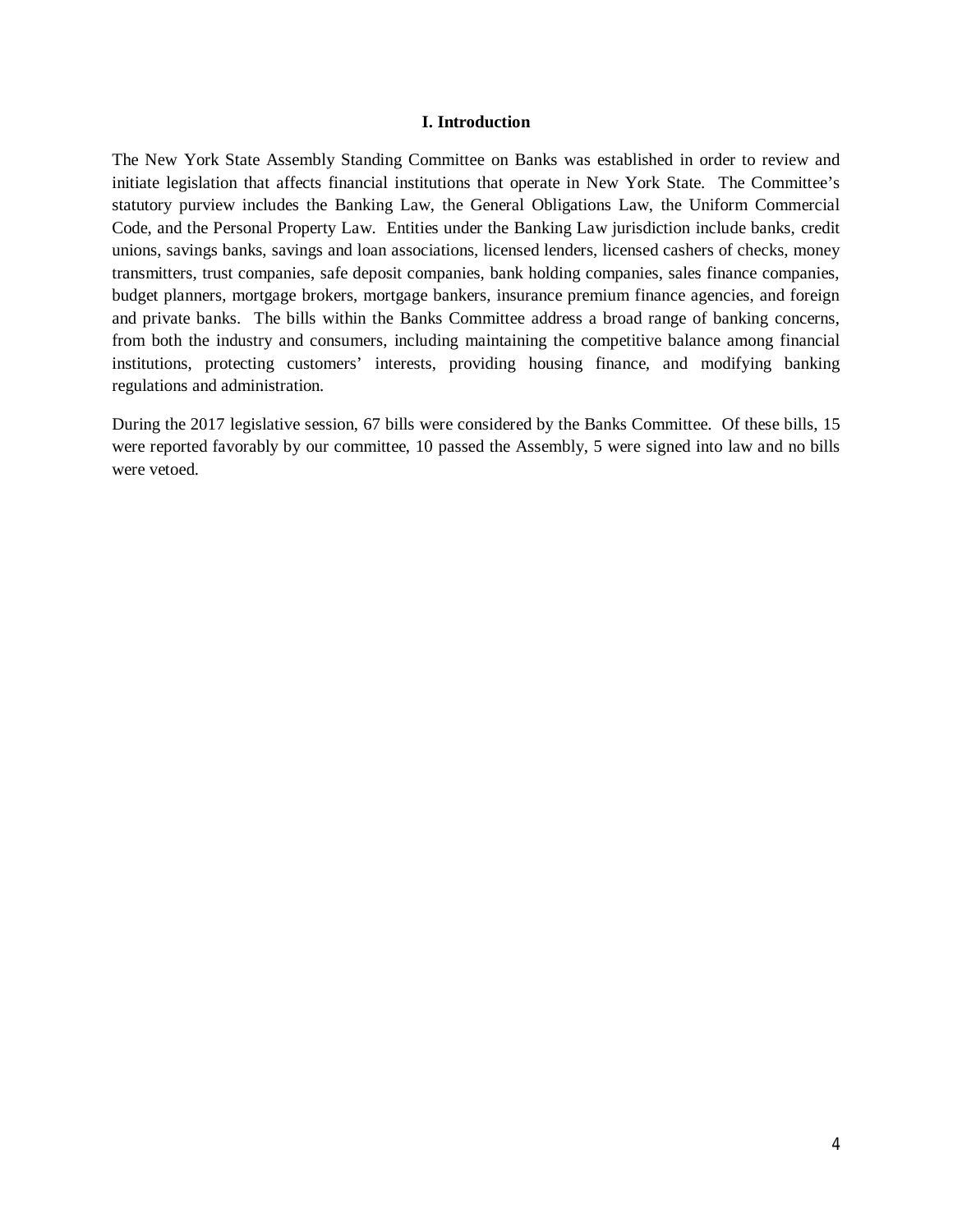## I. Introduction

The New York State Assembly Standing Committee on Banks was established in order to review and initiate legislation that affects financial institutions that operate in New York State. The Committee's statutory purview includes the Banking Law, the General Obligations Law, the Uniform Commercial Code, and the Personal Property Law. Entities under the Banking Law jurisdiction include banks, credit unions, savings banks, savings and loan associations, licensed lenders, licensed cashers of checks, money transmitters, trust companies, safe deposit companies, bank holding companies, sales finance companies, budget planners, mortgage brokers, mortgage bankers, insurance premium finance agencies, and foreign and private banks. The bills within the Banks Committee address a broad range of banking concerns, from both the industry and consumers, including maintaining the competitive balance among financial institutions, protecting customers' interests, providing housing finance, and modifying banking regulations and administration.

During the 2017 legislative session, 67 bills were considered by the Banks Committee. Of these bills, 15 were reported favorably by our committee, 10 passed the Assembly, 5 were signed into law and no bills were vetoed.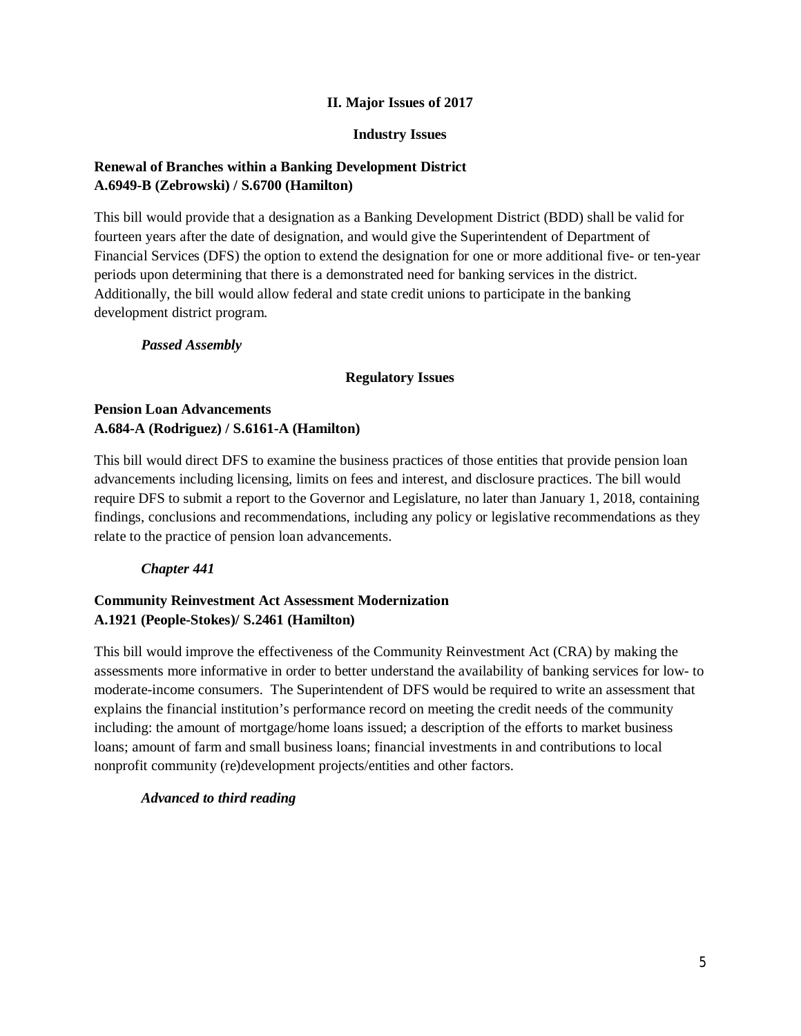## II. Major Issues of 2017

### Industry Issues

**Renewal of Branches within a Banking Development District**
**A.6949-B (Zebrowski) / S.6700 (Hamilton)**

This bill would provide that a designation as a Banking Development District (BDD) shall be valid for fourteen years after the date of designation, and would give the Superintendent of Department of Financial Services (DFS) the option to extend the designation for one or more additional five- or ten-year periods upon determining that there is a demonstrated need for banking services in the district. Additionally, the bill would allow federal and state credit unions to participate in the banking development district program.

***Passed Assembly***

### Regulatory Issues

**Pension Loan Advancements**
**A.684-A (Rodriguez) / S.6161-A (Hamilton)**

This bill would direct DFS to examine the business practices of those entities that provide pension loan advancements including licensing, limits on fees and interest, and disclosure practices. The bill would require DFS to submit a report to the Governor and Legislature, no later than January 1, 2018, containing findings, conclusions and recommendations, including any policy or legislative recommendations as they relate to the practice of pension loan advancements.

***Chapter 441***

**Community Reinvestment Act Assessment Modernization**
**A.1921 (People-Stokes)/ S.2461 (Hamilton)**

This bill would improve the effectiveness of the Community Reinvestment Act (CRA) by making the assessments more informative in order to better understand the availability of banking services for low- to moderate-income consumers. The Superintendent of DFS would be required to write an assessment that explains the financial institution's performance record on meeting the credit needs of the community including: the amount of mortgage/home loans issued; a description of the efforts to market business loans; amount of farm and small business loans; financial investments in and contributions to local nonprofit community (re)development projects/entities and other factors.

***Advanced to third reading***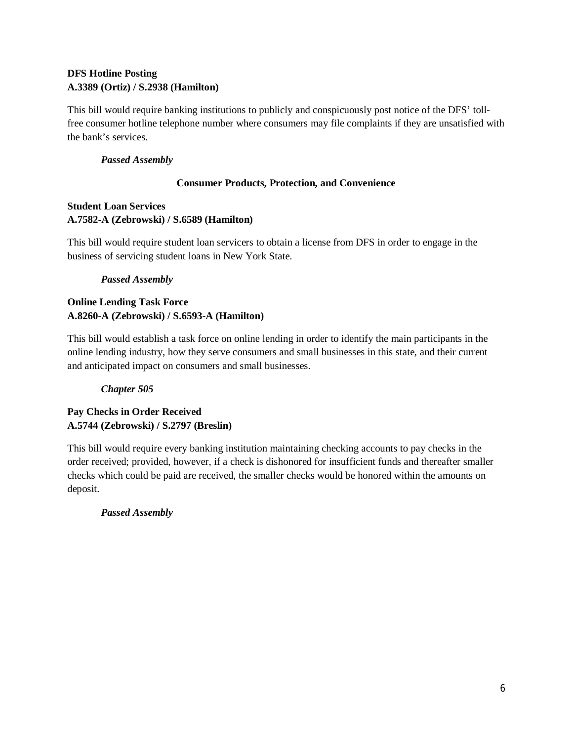**DFS Hotline Posting**
**A.3389 (Ortiz) / S.2938 (Hamilton)**

This bill would require banking institutions to publicly and conspicuously post notice of the DFS' toll-free consumer hotline telephone number where consumers may file complaints if they are unsatisfied with the bank's services.

*Passed Assembly*

### Consumer Products, Protection, and Convenience

**Student Loan Services**
**A.7582-A (Zebrowski) / S.6589 (Hamilton)**

This bill would require student loan servicers to obtain a license from DFS in order to engage in the business of servicing student loans in New York State.

*Passed Assembly*

**Online Lending Task Force**
**A.8260-A (Zebrowski) / S.6593-A (Hamilton)**

This bill would establish a task force on online lending in order to identify the main participants in the online lending industry, how they serve consumers and small businesses in this state, and their current and anticipated impact on consumers and small businesses.

*Chapter 505*

**Pay Checks in Order Received**
**A.5744 (Zebrowski) / S.2797 (Breslin)**

This bill would require every banking institution maintaining checking accounts to pay checks in the order received; provided, however, if a check is dishonored for insufficient funds and thereafter smaller checks which could be paid are received, the smaller checks would be honored within the amounts on deposit.

*Passed Assembly*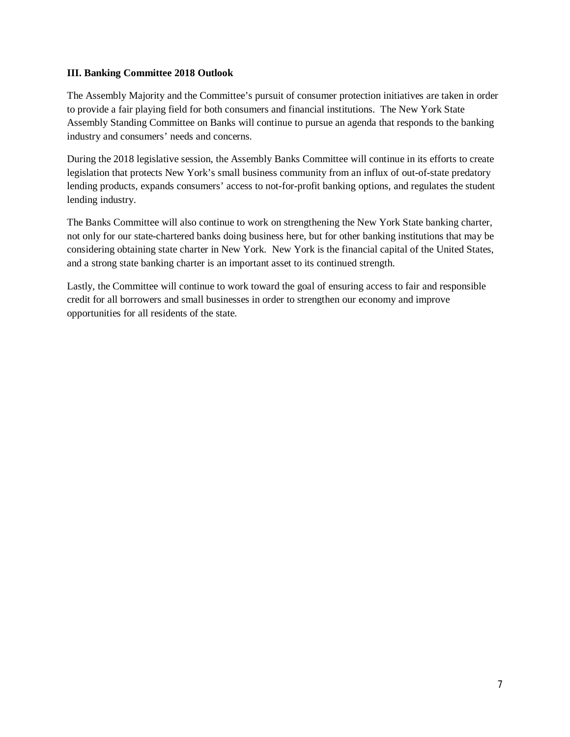### III. Banking Committee 2018 Outlook

The Assembly Majority and the Committee's pursuit of consumer protection initiatives are taken in order to provide a fair playing field for both consumers and financial institutions. The New York State Assembly Standing Committee on Banks will continue to pursue an agenda that responds to the banking industry and consumers' needs and concerns.

During the 2018 legislative session, the Assembly Banks Committee will continue in its efforts to create legislation that protects New York's small business community from an influx of out-of-state predatory lending products, expands consumers' access to not-for-profit banking options, and regulates the student lending industry.

The Banks Committee will also continue to work on strengthening the New York State banking charter, not only for our state-chartered banks doing business here, but for other banking institutions that may be considering obtaining state charter in New York. New York is the financial capital of the United States, and a strong state banking charter is an important asset to its continued strength.

Lastly, the Committee will continue to work toward the goal of ensuring access to fair and responsible credit for all borrowers and small businesses in order to strengthen our economy and improve opportunities for all residents of the state.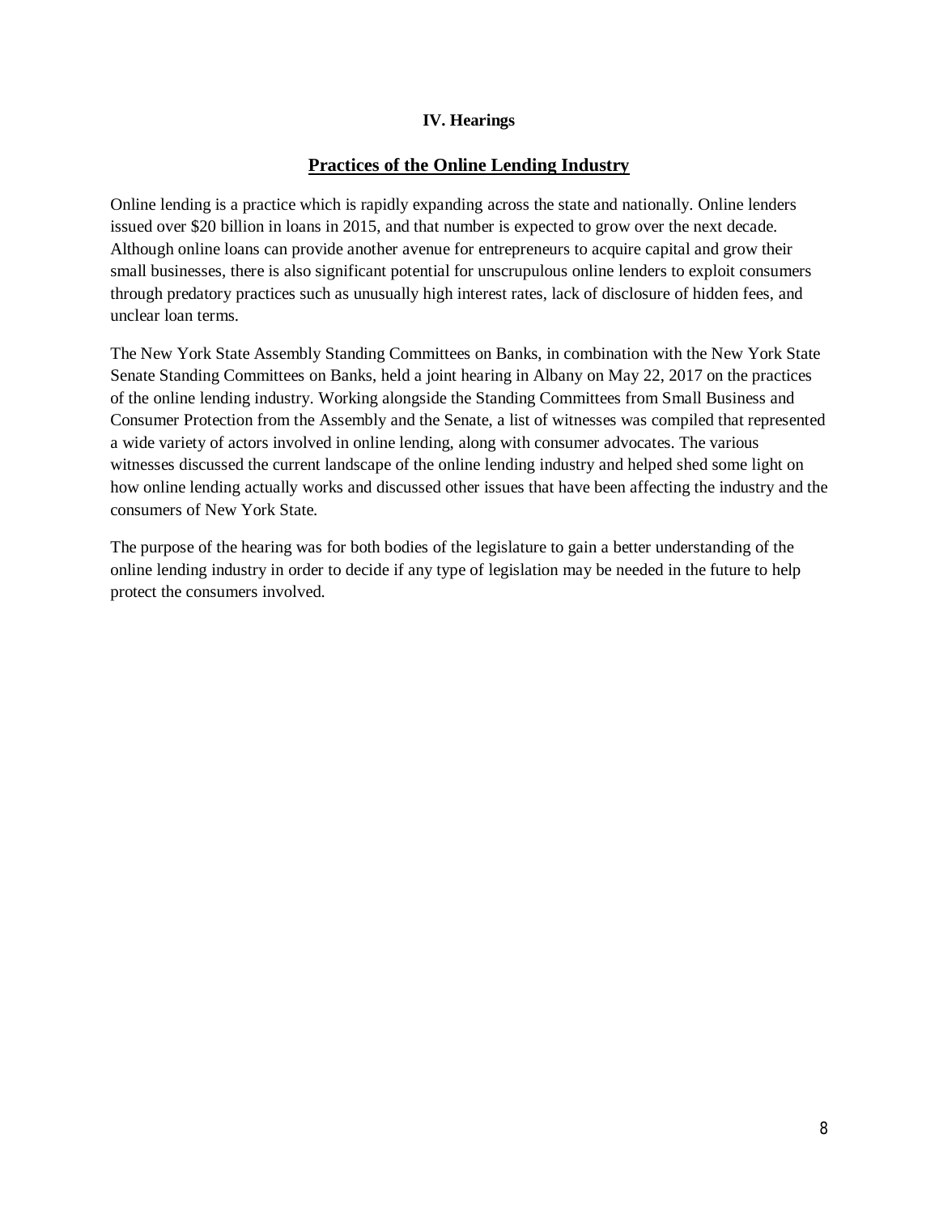## IV. Hearings

### Practices of the Online Lending Industry

Online lending is a practice which is rapidly expanding across the state and nationally. Online lenders issued over $20 billion in loans in 2015, and that number is expected to grow over the next decade. Although online loans can provide another avenue for entrepreneurs to acquire capital and grow their small businesses, there is also significant potential for unscrupulous online lenders to exploit consumers through predatory practices such as unusually high interest rates, lack of disclosure of hidden fees, and unclear loan terms.

The New York State Assembly Standing Committees on Banks, in combination with the New York State Senate Standing Committees on Banks, held a joint hearing in Albany on May 22, 2017 on the practices of the online lending industry. Working alongside the Standing Committees from Small Business and Consumer Protection from the Assembly and the Senate, a list of witnesses was compiled that represented a wide variety of actors involved in online lending, along with consumer advocates. The various witnesses discussed the current landscape of the online lending industry and helped shed some light on how online lending actually works and discussed other issues that have been affecting the industry and the consumers of New York State.

The purpose of the hearing was for both bodies of the legislature to gain a better understanding of the online lending industry in order to decide if any type of legislation may be needed in the future to help protect the consumers involved.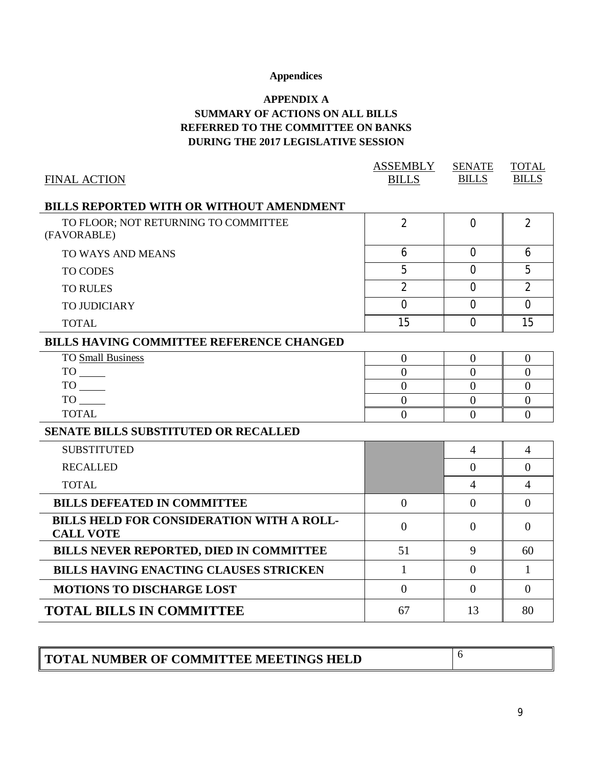**Appendices**

## APPENDIX A
## SUMMARY OF ACTIONS ON ALL BILLS REFERRED TO THE COMMITTEE ON BANKS DURING THE 2017 LEGISLATIVE SESSION

| FINAL ACTION | ASSEMBLY BILLS | SENATE BILLS | TOTAL BILLS |
|---|---|---|---|
| **BILLS REPORTED WITH OR WITHOUT AMENDMENT** | | | |
| TO FLOOR; NOT RETURNING TO COMMITTEE (FAVORABLE) | 2 | 0 | 2 |
| TO WAYS AND MEANS | 6 | 0 | 6 |
| TO CODES | 5 | 0 | 5 |
| TO RULES | 2 | 0 | 2 |
| TO JUDICIARY | 0 | 0 | 0 |
| TOTAL | 15 | 0 | 15 |
| **BILLS HAVING COMMITTEE REFERENCE CHANGED** | | | |
| TO Small Business | 0 | 0 | 0 |
| TO _____ | 0 | 0 | 0 |
| TO _____ | 0 | 0 | 0 |
| TO _____ | 0 | 0 | 0 |
| TOTAL | 0 | 0 | 0 |
| **SENATE BILLS SUBSTITUTED OR RECALLED** | | | |
| SUBSTITUTED | | 4 | 4 |
| RECALLED | | 0 | 0 |
| TOTAL | | 4 | 4 |
| **BILLS DEFEATED IN COMMITTEE** | 0 | 0 | 0 |
| **BILLS HELD FOR CONSIDERATION WITH A ROLL-CALL VOTE** | 0 | 0 | 0 |
| **BILLS NEVER REPORTED, DIED IN COMMITTEE** | 51 | 9 | 60 |
| **BILLS HAVING ENACTING CLAUSES STRICKEN** | 1 | 0 | 1 |
| **MOTIONS TO DISCHARGE LOST** | 0 | 0 | 0 |
| **TOTAL BILLS IN COMMITTEE** | 67 | 13 | 80 |

| TOTAL NUMBER OF COMMITTEE MEETINGS HELD | 6 |
|---|---|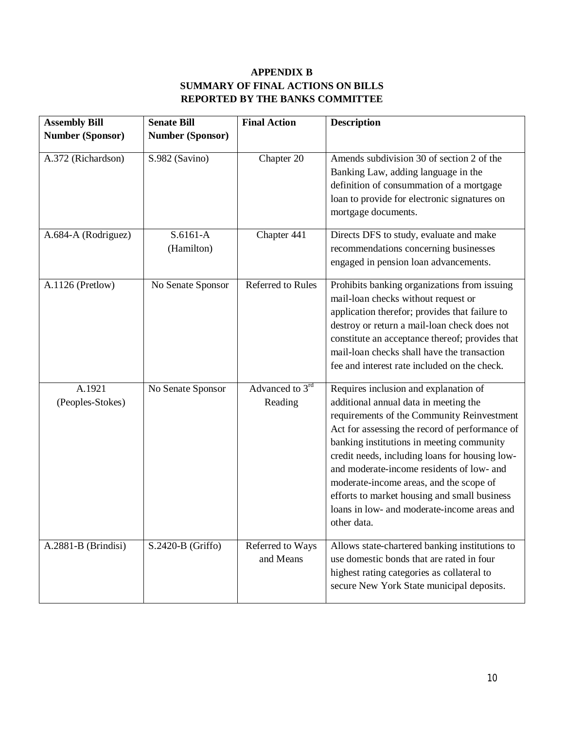**APPENDIX B**
**SUMMARY OF FINAL ACTIONS ON BILLS**
**REPORTED BY THE BANKS COMMITTEE**

| **Assembly Bill Number (Sponsor)** | **Senate Bill Number (Sponsor)** | **Final Action** | **Description** |
|---|---|---|---|
| A.372 (Richardson) | S.982 (Savino) | Chapter 20 | Amends subdivision 30 of section 2 of the Banking Law, adding language in the definition of consummation of a mortgage loan to provide for electronic signatures on mortgage documents. |
| A.684-A (Rodriguez) | S.6161-A (Hamilton) | Chapter 441 | Directs DFS to study, evaluate and make recommendations concerning businesses engaged in pension loan advancements. |
| A.1126 (Pretlow) | No Senate Sponsor | Referred to Rules | Prohibits banking organizations from issuing mail-loan checks without request or application therefor; provides that failure to destroy or return a mail-loan check does not constitute an acceptance thereof; provides that mail-loan checks shall have the transaction fee and interest rate included on the check. |
| A.1921 (Peoples-Stokes) | No Senate Sponsor | Advanced to 3rd Reading | Requires inclusion and explanation of additional annual data in meeting the requirements of the Community Reinvestment Act for assessing the record of performance of banking institutions in meeting community credit needs, including loans for housing low- and moderate-income residents of low- and moderate-income areas, and the scope of efforts to market housing and small business loans in low- and moderate-income areas and other data. |
| A.2881-B (Brindisi) | S.2420-B (Griffo) | Referred to Ways and Means | Allows state-chartered banking institutions to use domestic bonds that are rated in four highest rating categories as collateral to secure New York State municipal deposits. |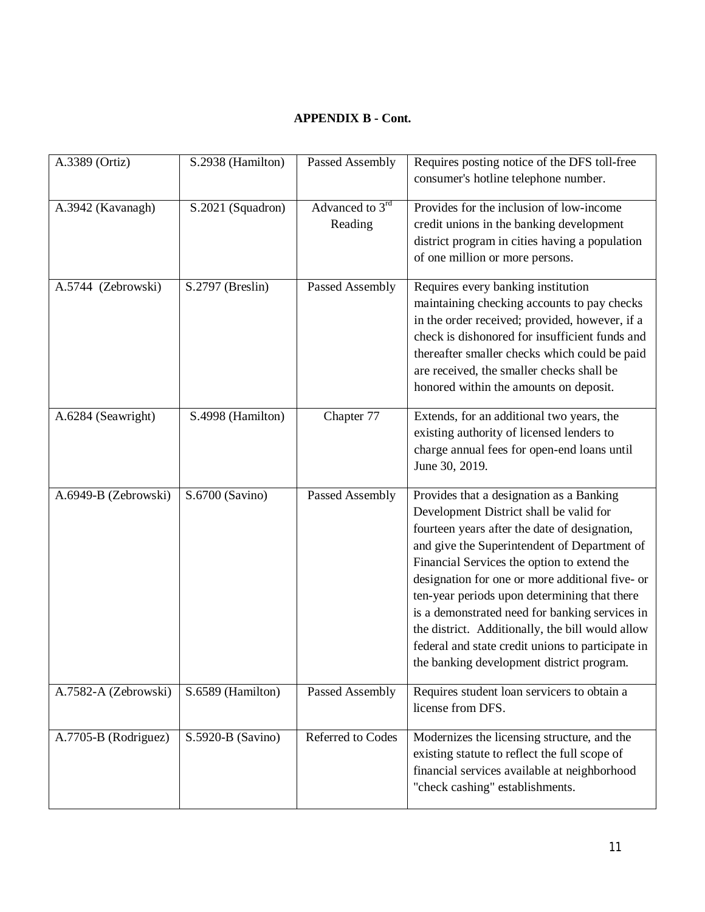**APPENDIX B - Cont.**

| | | | |
|---|---|---|---|
| A.3389 (Ortiz) | S.2938 (Hamilton) | Passed Assembly | Requires posting notice of the DFS toll-free consumer's hotline telephone number. |
| A.3942 (Kavanagh) | S.2021 (Squadron) | Advanced to 3rd Reading | Provides for the inclusion of low-income credit unions in the banking development district program in cities having a population of one million or more persons. |
| A.5744 (Zebrowski) | S.2797 (Breslin) | Passed Assembly | Requires every banking institution maintaining checking accounts to pay checks in the order received; provided, however, if a check is dishonored for insufficient funds and thereafter smaller checks which could be paid are received, the smaller checks shall be honored within the amounts on deposit. |
| A.6284 (Seawright) | S.4998 (Hamilton) | Chapter 77 | Extends, for an additional two years, the existing authority of licensed lenders to charge annual fees for open-end loans until June 30, 2019. |
| A.6949-B (Zebrowski) | S.6700 (Savino) | Passed Assembly | Provides that a designation as a Banking Development District shall be valid for fourteen years after the date of designation, and give the Superintendent of Department of Financial Services the option to extend the designation for one or more additional five- or ten-year periods upon determining that there is a demonstrated need for banking services in the district. Additionally, the bill would allow federal and state credit unions to participate in the banking development district program. |
| A.7582-A (Zebrowski) | S.6589 (Hamilton) | Passed Assembly | Requires student loan servicers to obtain a license from DFS. |
| A.7705-B (Rodriguez) | S.5920-B (Savino) | Referred to Codes | Modernizes the licensing structure, and the existing statute to reflect the full scope of financial services available at neighborhood "check cashing" establishments. |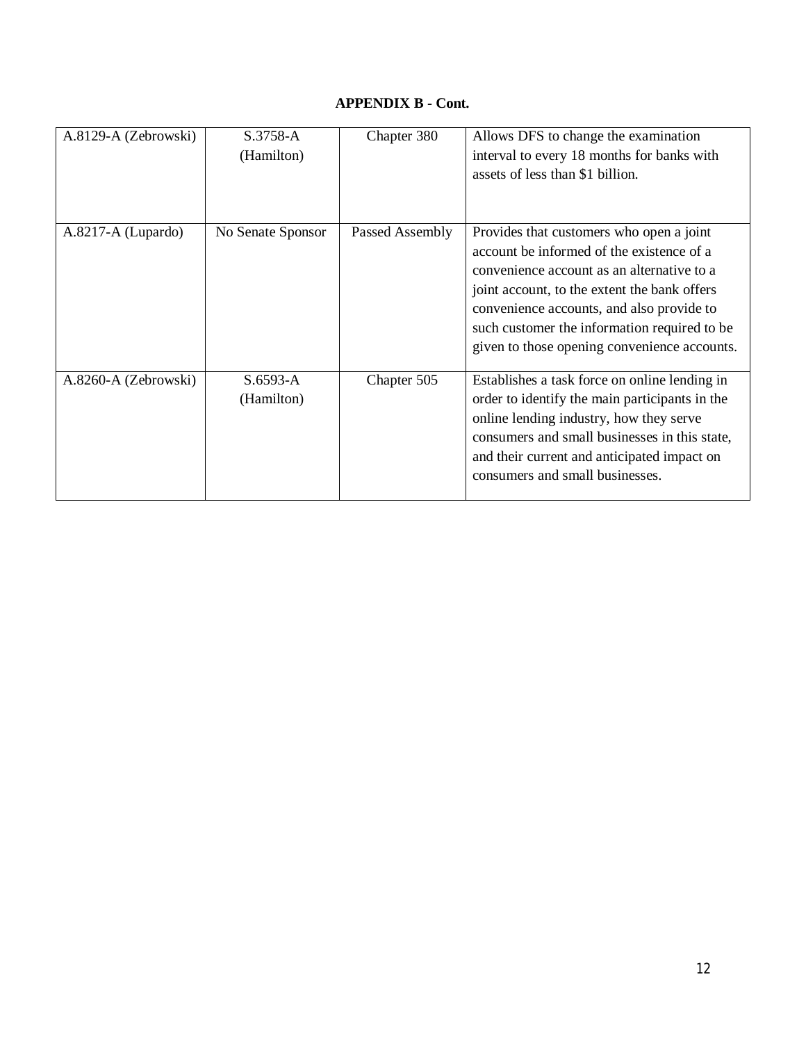**APPENDIX B - Cont.**

| | | | |
|---|---|---|---|
| A.8129-A (Zebrowski) | S.3758-A (Hamilton) | Chapter 380 | Allows DFS to change the examination interval to every 18 months for banks with assets of less than $1 billion. |
| A.8217-A (Lupardo) | No Senate Sponsor | Passed Assembly | Provides that customers who open a joint account be informed of the existence of a convenience account as an alternative to a joint account, to the extent the bank offers convenience accounts, and also provide to such customer the information required to be given to those opening convenience accounts. |
| A.8260-A (Zebrowski) | S.6593-A (Hamilton) | Chapter 505 | Establishes a task force on online lending in order to identify the main participants in the online lending industry, how they serve consumers and small businesses in this state, and their current and anticipated impact on consumers and small businesses. |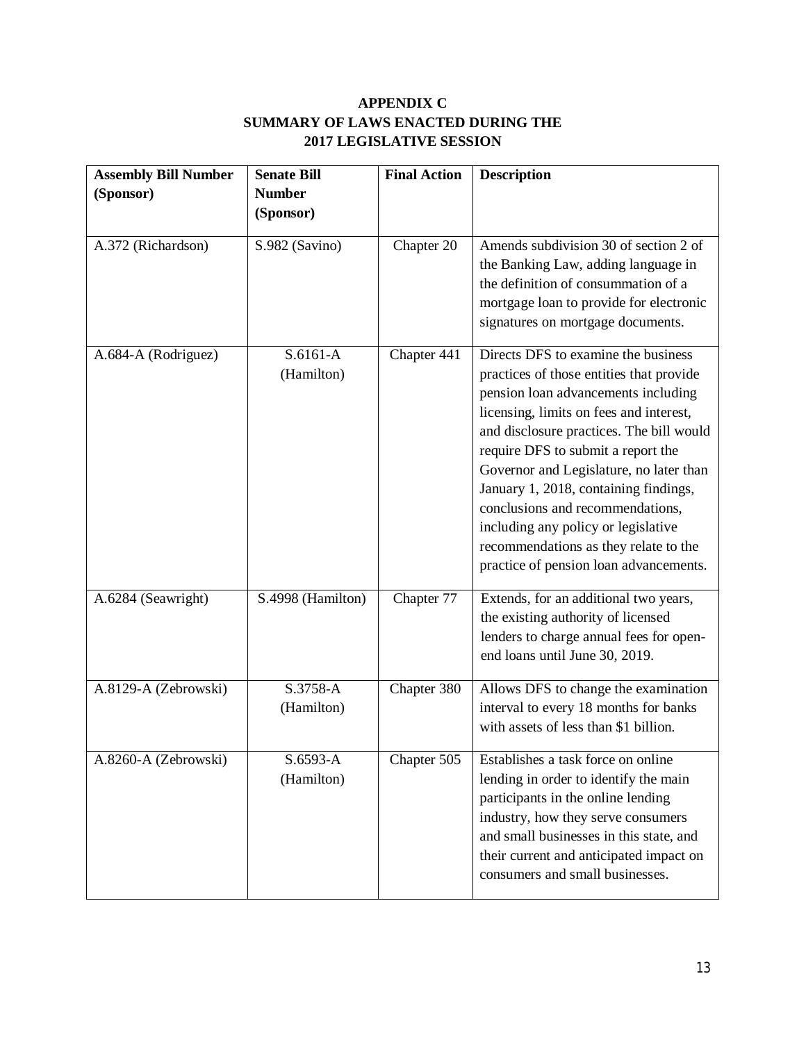# APPENDIX C
## SUMMARY OF LAWS ENACTED DURING THE 2017 LEGISLATIVE SESSION

| Assembly Bill Number (Sponsor) | Senate Bill Number (Sponsor) | Final Action | Description |
|---|---|---|---|
| A.372 (Richardson) | S.982 (Savino) | Chapter 20 | Amends subdivision 30 of section 2 of the Banking Law, adding language in the definition of consummation of a mortgage loan to provide for electronic signatures on mortgage documents. |
| A.684-A (Rodriguez) | S.6161-A (Hamilton) | Chapter 441 | Directs DFS to examine the business practices of those entities that provide pension loan advancements including licensing, limits on fees and interest, and disclosure practices. The bill would require DFS to submit a report the Governor and Legislature, no later than January 1, 2018, containing findings, conclusions and recommendations, including any policy or legislative recommendations as they relate to the practice of pension loan advancements. |
| A.6284 (Seawright) | S.4998 (Hamilton) | Chapter 77 | Extends, for an additional two years, the existing authority of licensed lenders to charge annual fees for open-end loans until June 30, 2019. |
| A.8129-A (Zebrowski) | S.3758-A (Hamilton) | Chapter 380 | Allows DFS to change the examination interval to every 18 months for banks with assets of less than $1 billion. |
| A.8260-A (Zebrowski) | S.6593-A (Hamilton) | Chapter 505 | Establishes a task force on online lending in order to identify the main participants in the online lending industry, how they serve consumers and small businesses in this state, and their current and anticipated impact on consumers and small businesses. |